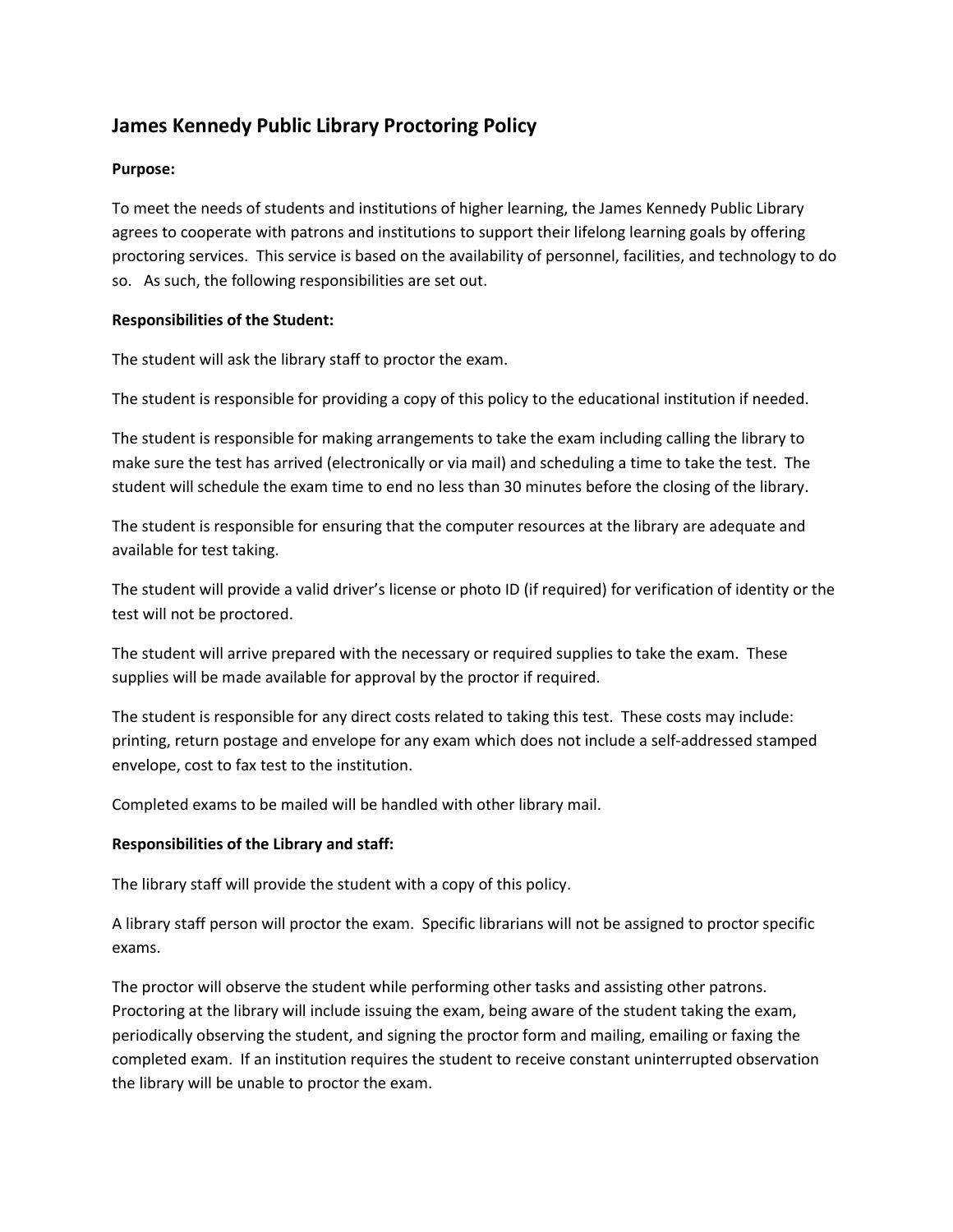# James Kennedy Public Library Proctoring Policy

**Purpose:**

To meet the needs of students and institutions of higher learning, the James Kennedy Public Library agrees to cooperate with patrons and institutions to support their lifelong learning goals by offering proctoring services. This service is based on the availability of personnel, facilities, and technology to do so. As such, the following responsibilities are set out.

**Responsibilities of the Student:**

The student will ask the library staff to proctor the exam.

The student is responsible for providing a copy of this policy to the educational institution if needed.

The student is responsible for making arrangements to take the exam including calling the library to make sure the test has arrived (electronically or via mail) and scheduling a time to take the test. The student will schedule the exam time to end no less than 30 minutes before the closing of the library.

The student is responsible for ensuring that the computer resources at the library are adequate and available for test taking.

The student will provide a valid driver's license or photo ID (if required) for verification of identity or the test will not be proctored.

The student will arrive prepared with the necessary or required supplies to take the exam. These supplies will be made available for approval by the proctor if required.

The student is responsible for any direct costs related to taking this test. These costs may include: printing, return postage and envelope for any exam which does not include a self-addressed stamped envelope, cost to fax test to the institution.

Completed exams to be mailed will be handled with other library mail.

**Responsibilities of the Library and staff:**

The library staff will provide the student with a copy of this policy.

A library staff person will proctor the exam. Specific librarians will not be assigned to proctor specific exams.

The proctor will observe the student while performing other tasks and assisting other patrons. Proctoring at the library will include issuing the exam, being aware of the student taking the exam, periodically observing the student, and signing the proctor form and mailing, emailing or faxing the completed exam. If an institution requires the student to receive constant uninterrupted observation the library will be unable to proctor the exam.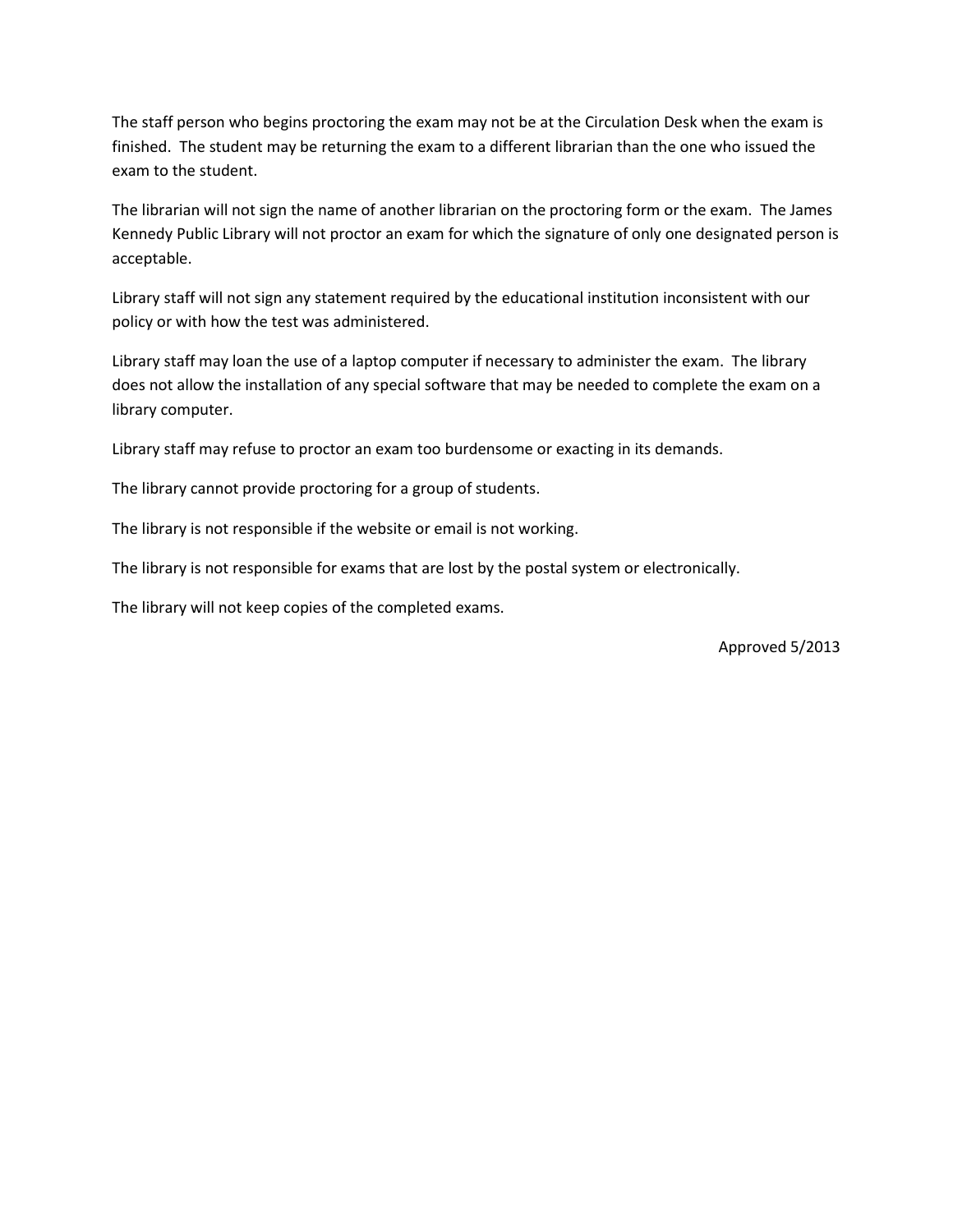The staff person who begins proctoring the exam may not be at the Circulation Desk when the exam is finished. The student may be returning the exam to a different librarian than the one who issued the exam to the student.

The librarian will not sign the name of another librarian on the proctoring form or the exam. The James Kennedy Public Library will not proctor an exam for which the signature of only one designated person is acceptable.

Library staff will not sign any statement required by the educational institution inconsistent with our policy or with how the test was administered.

Library staff may loan the use of a laptop computer if necessary to administer the exam. The library does not allow the installation of any special software that may be needed to complete the exam on a library computer.

Library staff may refuse to proctor an exam too burdensome or exacting in its demands.

The library cannot provide proctoring for a group of students.

The library is not responsible if the website or email is not working.

The library is not responsible for exams that are lost by the postal system or electronically.

The library will not keep copies of the completed exams.

Approved 5/2013